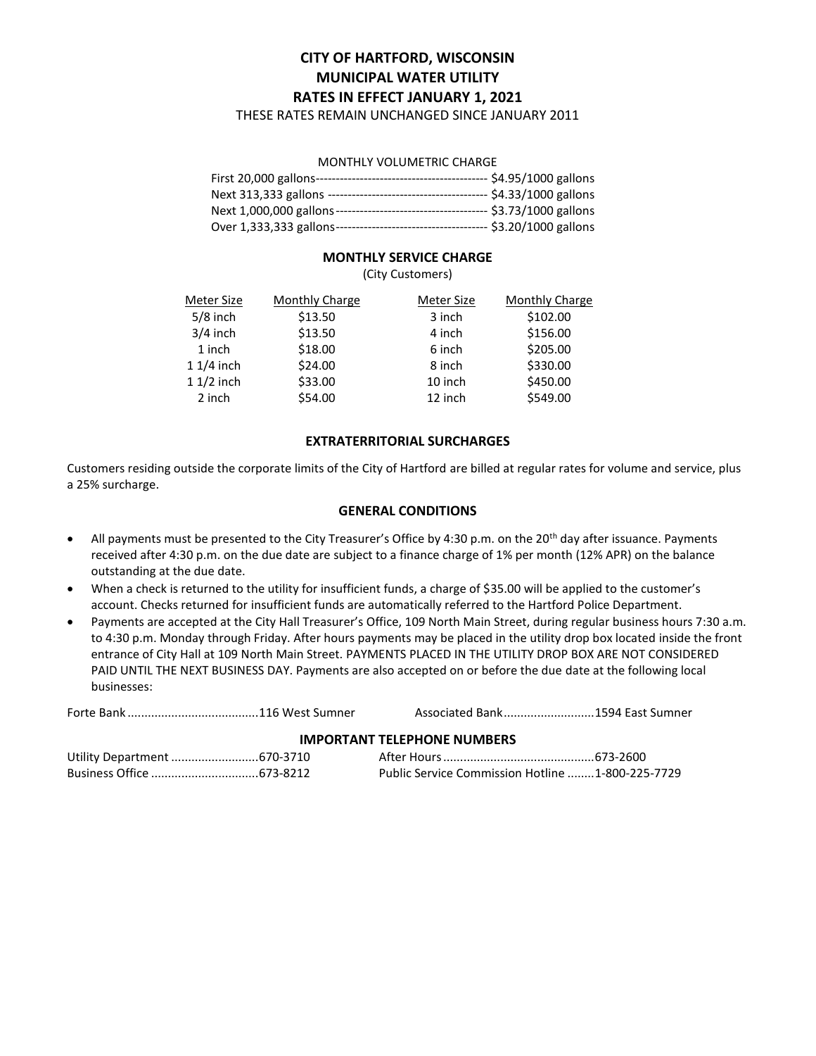# CITY OF HARTFORD, WISCONSIN
# MUNICIPAL WATER UTILITY
# RATES IN EFFECT JANUARY 1, 2021

THESE RATES REMAIN UNCHANGED SINCE JANUARY 2011

MONTHLY VOLUMETRIC CHARGE

| | |
|---|---|
| First 20,000 gallons | $4.95/1000 gallons |
| Next 313,333 gallons | $4.33/1000 gallons |
| Next 1,000,000 gallons | $3.73/1000 gallons |
| Over 1,333,333 gallons | $3.20/1000 gallons |

## MONTHLY SERVICE CHARGE

(City Customers)

| Meter Size | Monthly Charge | Meter Size | Monthly Charge |
|---|---|---|---|
| 5/8 inch | $13.50 | 3 inch | $102.00 |
| 3/4 inch | $13.50 | 4 inch | $156.00 |
| 1 inch | $18.00 | 6 inch | $205.00 |
| 1 1/4 inch | $24.00 | 8 inch | $330.00 |
| 1 1/2 inch | $33.00 | 10 inch | $450.00 |
| 2 inch | $54.00 | 12 inch | $549.00 |

## EXTRATERRITORIAL SURCHARGES

Customers residing outside the corporate limits of the City of Hartford are billed at regular rates for volume and service, plus a 25% surcharge.

## GENERAL CONDITIONS

- All payments must be presented to the City Treasurer's Office by 4:30 p.m. on the 20th day after issuance. Payments received after 4:30 p.m. on the due date are subject to a finance charge of 1% per month (12% APR) on the balance outstanding at the due date.
- When a check is returned to the utility for insufficient funds, a charge of $35.00 will be applied to the customer's account. Checks returned for insufficient funds are automatically referred to the Hartford Police Department.
- Payments are accepted at the City Hall Treasurer's Office, 109 North Main Street, during regular business hours 7:30 a.m. to 4:30 p.m. Monday through Friday. After hours payments may be placed in the utility drop box located inside the front entrance of City Hall at 109 North Main Street. PAYMENTS PLACED IN THE UTILITY DROP BOX ARE NOT CONSIDERED PAID UNTIL THE NEXT BUSINESS DAY. Payments are also accepted on or before the due date at the following local businesses:

| | |
|---|---|
| Forte Bank ....... 116 West Sumner | Associated Bank ....... 1594 East Sumner |

## IMPORTANT TELEPHONE NUMBERS

| | |
|---|---|
| Utility Department ....... 670-3710 | After Hours ....... 673-2600 |
| Business Office ....... 673-8212 | Public Service Commission Hotline ....... 1-800-225-7729 |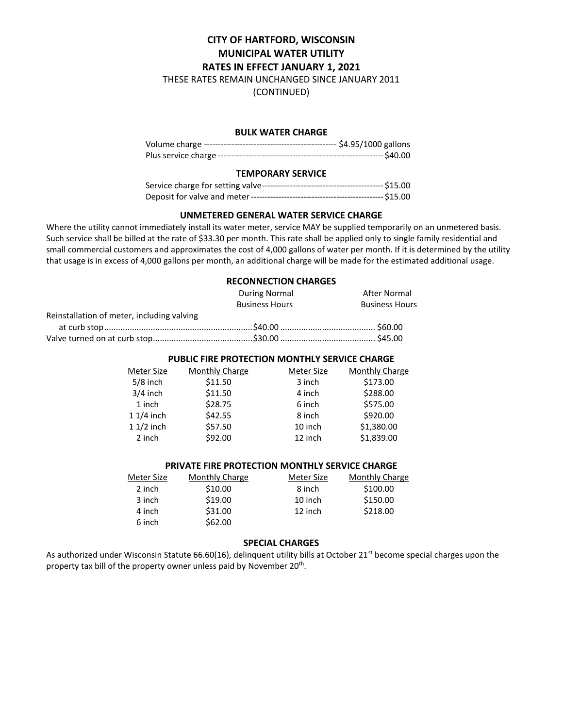# CITY OF HARTFORD, WISCONSIN
# MUNICIPAL WATER UTILITY
# RATES IN EFFECT JANUARY 1, 2021

THESE RATES REMAIN UNCHANGED SINCE JANUARY 2011
(CONTINUED)

### BULK WATER CHARGE

| | |
|---|---|
| Volume charge | $4.95/1000 gallons |
| Plus service charge | $40.00 |

### TEMPORARY SERVICE

| | |
|---|---|
| Service charge for setting valve | $15.00 |
| Deposit for valve and meter | $15.00 |

### UNMETERED GENERAL WATER SERVICE CHARGE

Where the utility cannot immediately install its water meter, service MAY be supplied temporarily on an unmetered basis. Such service shall be billed at the rate of $33.30 per month. This rate shall be applied only to single family residential and small commercial customers and approximates the cost of 4,000 gallons of water per month. If it is determined by the utility that usage is in excess of 4,000 gallons per month, an additional charge will be made for the estimated additional usage.

### RECONNECTION CHARGES

| | During Normal Business Hours | After Normal Business Hours |
|---|---|---|
| Reinstallation of meter, including valving at curb stop | $40.00 | $60.00 |
| Valve turned on at curb stop | $30.00 | $45.00 |

### PUBLIC FIRE PROTECTION MONTHLY SERVICE CHARGE

| Meter Size | Monthly Charge | Meter Size | Monthly Charge |
|---|---|---|---|
| 5/8 inch | $11.50 | 3 inch | $173.00 |
| 3/4 inch | $11.50 | 4 inch | $288.00 |
| 1 inch | $28.75 | 6 inch | $575.00 |
| 1 1/4 inch | $42.55 | 8 inch | $920.00 |
| 1 1/2 inch | $57.50 | 10 inch | $1,380.00 |
| 2 inch | $92.00 | 12 inch | $1,839.00 |

### PRIVATE FIRE PROTECTION MONTHLY SERVICE CHARGE

| Meter Size | Monthly Charge | Meter Size | Monthly Charge |
|---|---|---|---|
| 2 inch | $10.00 | 8 inch | $100.00 |
| 3 inch | $19.00 | 10 inch | $150.00 |
| 4 inch | $31.00 | 12 inch | $218.00 |
| 6 inch | $62.00 | | |

### SPECIAL CHARGES

As authorized under Wisconsin Statute 66.60(16), delinquent utility bills at October 21st become special charges upon the property tax bill of the property owner unless paid by November 20th.